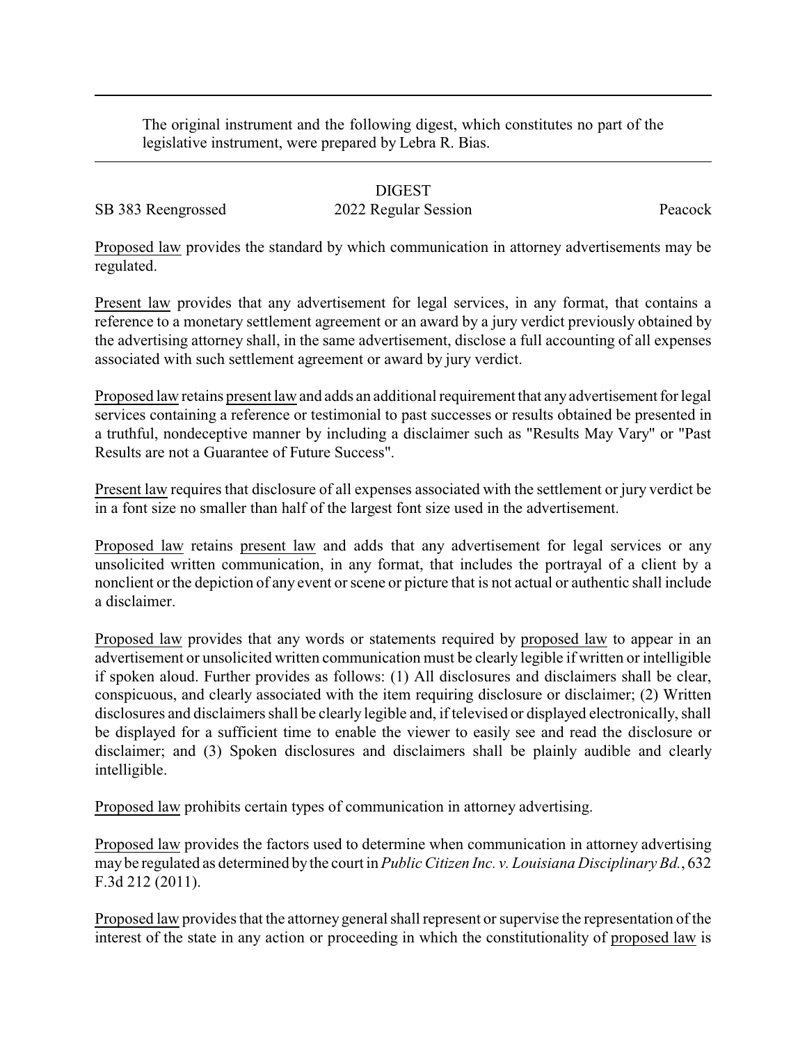The original instrument and the following digest, which constitutes no part of the legislative instrument, were prepared by Lebra R. Bias.

DIGEST

SB 383 Reengrossed 2022 Regular Session Peacock

Proposed law provides the standard by which communication in attorney advertisements may be regulated.

Present law provides that any advertisement for legal services, in any format, that contains a reference to a monetary settlement agreement or an award by a jury verdict previously obtained by the advertising attorney shall, in the same advertisement, disclose a full accounting of all expenses associated with such settlement agreement or award by jury verdict.

Proposed law retains present law and adds an additional requirement that any advertisement for legal services containing a reference or testimonial to past successes or results obtained be presented in a truthful, nondeceptive manner by including a disclaimer such as "Results May Vary" or "Past Results are not a Guarantee of Future Success".

Present law requires that disclosure of all expenses associated with the settlement or jury verdict be in a font size no smaller than half of the largest font size used in the advertisement.

Proposed law retains present law and adds that any advertisement for legal services or any unsolicited written communication, in any format, that includes the portrayal of a client by a nonclient or the depiction of any event or scene or picture that is not actual or authentic shall include a disclaimer.

Proposed law provides that any words or statements required by proposed law to appear in an advertisement or unsolicited written communication must be clearly legible if written or intelligible if spoken aloud. Further provides as follows: (1) All disclosures and disclaimers shall be clear, conspicuous, and clearly associated with the item requiring disclosure or disclaimer; (2) Written disclosures and disclaimers shall be clearly legible and, if televised or displayed electronically, shall be displayed for a sufficient time to enable the viewer to easily see and read the disclosure or disclaimer; and (3) Spoken disclosures and disclaimers shall be plainly audible and clearly intelligible.

Proposed law prohibits certain types of communication in attorney advertising.

Proposed law provides the factors used to determine when communication in attorney advertising may be regulated as determined by the court in *Public Citizen Inc. v. Louisiana Disciplinary Bd.*, 632 F.3d 212 (2011).

Proposed law provides that the attorney general shall represent or supervise the representation of the interest of the state in any action or proceeding in which the constitutionality of proposed law is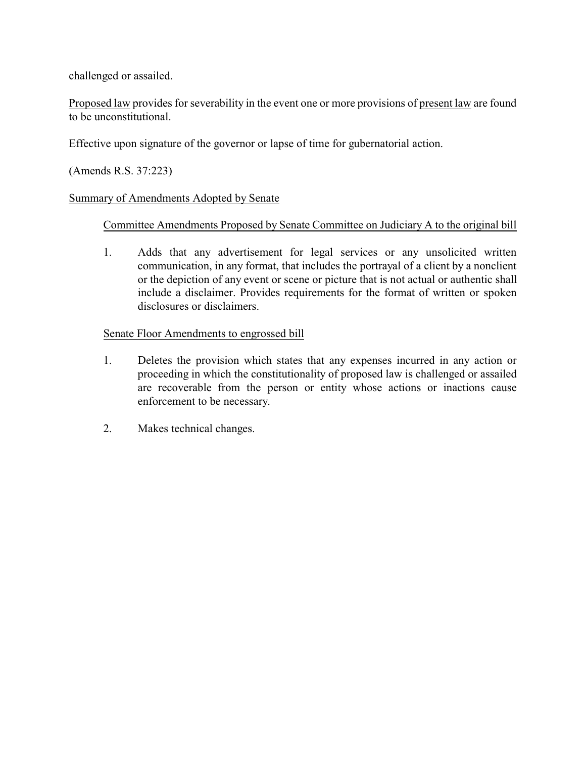challenged or assailed.

Proposed law provides for severability in the event one or more provisions of present law are found to be unconstitutional.

Effective upon signature of the governor or lapse of time for gubernatorial action.

(Amends R.S. 37:223)

Summary of Amendments Adopted by Senate

Committee Amendments Proposed by Senate Committee on Judiciary A to the original bill

1. Adds that any advertisement for legal services or any unsolicited written communication, in any format, that includes the portrayal of a client by a nonclient or the depiction of any event or scene or picture that is not actual or authentic shall include a disclaimer. Provides requirements for the format of written or spoken disclosures or disclaimers.

Senate Floor Amendments to engrossed bill

1. Deletes the provision which states that any expenses incurred in any action or proceeding in which the constitutionality of proposed law is challenged or assailed are recoverable from the person or entity whose actions or inactions cause enforcement to be necessary.

2. Makes technical changes.